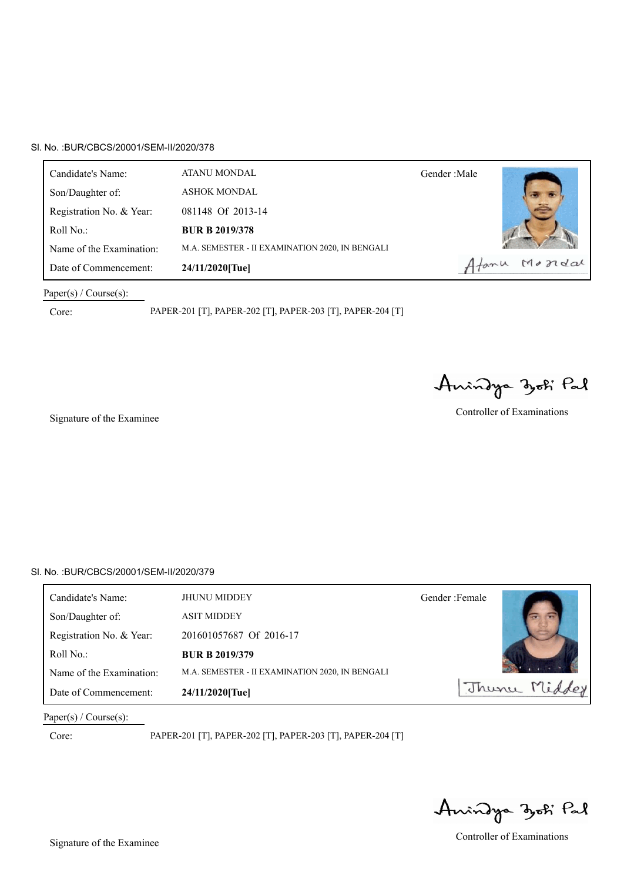Sl. No. :BUR/CBCS/20001/SEM-II/2020/378

| | | |
|---|---|---|
| Candidate's Name: | ATANU MONDAL | Gender :Male |
| Son/Daughter of: | ASHOK MONDAL | |
| Registration No. & Year: | 081148 Of 2013-14 | |
| Roll No.: | **BUR B 2019/378** | |
| Name of the Examination: | M.A. SEMESTER - II EXAMINATION 2020, IN BENGALI | |
| Date of Commencement: | **24/11/2020[Tue]** | Atanu Mondal |

Paper(s) / Course(s):

Core: PAPER-201 [T], PAPER-202 [T], PAPER-203 [T], PAPER-204 [T]

Anindya Jyoti Pal

Signature of the Examinee

Controller of Examinations

Sl. No. :BUR/CBCS/20001/SEM-II/2020/379

| | | |
|---|---|---|
| Candidate's Name: | JHUNU MIDDEY | Gender :Female |
| Son/Daughter of: | ASIT MIDDEY | |
| Registration No. & Year: | 201601057687 Of 2016-17 | |
| Roll No.: | **BUR B 2019/379** | |
| Name of the Examination: | M.A. SEMESTER - II EXAMINATION 2020, IN BENGALI | |
| Date of Commencement: | **24/11/2020[Tue]** | Jhunu Middey |

Paper(s) / Course(s):

Core: PAPER-201 [T], PAPER-202 [T], PAPER-203 [T], PAPER-204 [T]

Anindya Jyoti Pal

Signature of the Examinee

Controller of Examinations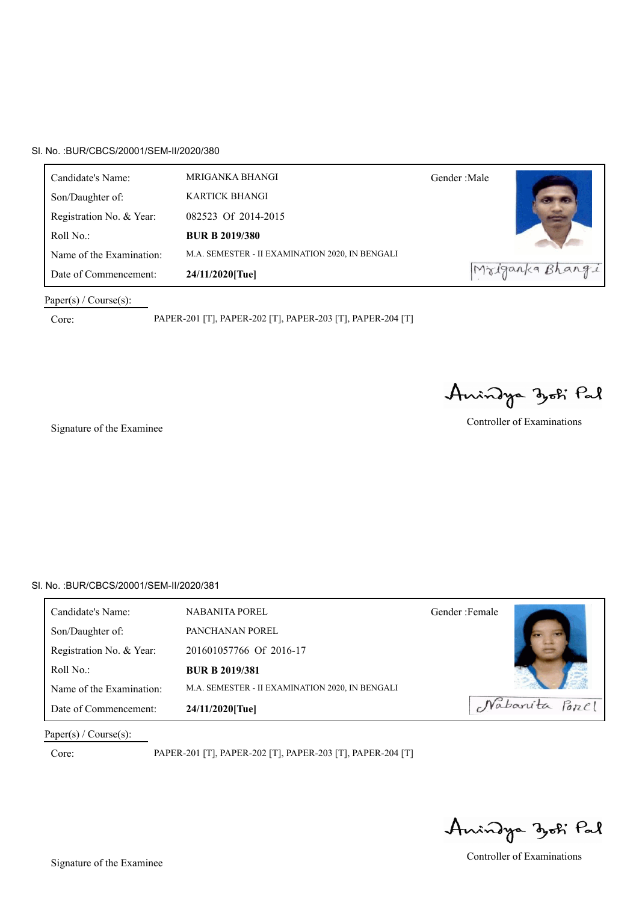Sl. No. :BUR/CBCS/20001/SEM-II/2020/380

| | | |
|---|---|---|
| Candidate's Name: | MRIGANKA BHANGI | Gender :Male |
| Son/Daughter of: | KARTICK BHANGI | |
| Registration No. & Year: | 082523 Of 2014-2015 | |
| Roll No.: | **BUR B 2019/380** | |
| Name of the Examination: | M.A. SEMESTER - II EXAMINATION 2020, IN BENGALI | |
| Date of Commencement: | **24/11/2020[Tue]** | Mriganka Bhangi |

Paper(s) / Course(s):

Core: PAPER-201 [T], PAPER-202 [T], PAPER-203 [T], PAPER-204 [T]

Anindya Jyoti Pal

Signature of the Examinee

Controller of Examinations

Sl. No. :BUR/CBCS/20001/SEM-II/2020/381

| | | |
|---|---|---|
| Candidate's Name: | NABANITA POREL | Gender :Female |
| Son/Daughter of: | PANCHANAN POREL | |
| Registration No. & Year: | 201601057766 Of 2016-17 | |
| Roll No.: | **BUR B 2019/381** | |
| Name of the Examination: | M.A. SEMESTER - II EXAMINATION 2020, IN BENGALI | |
| Date of Commencement: | **24/11/2020[Tue]** | Nabanita Porel |

Paper(s) / Course(s):

Core: PAPER-201 [T], PAPER-202 [T], PAPER-203 [T], PAPER-204 [T]

Anindya Jyoti Pal

Signature of the Examinee

Controller of Examinations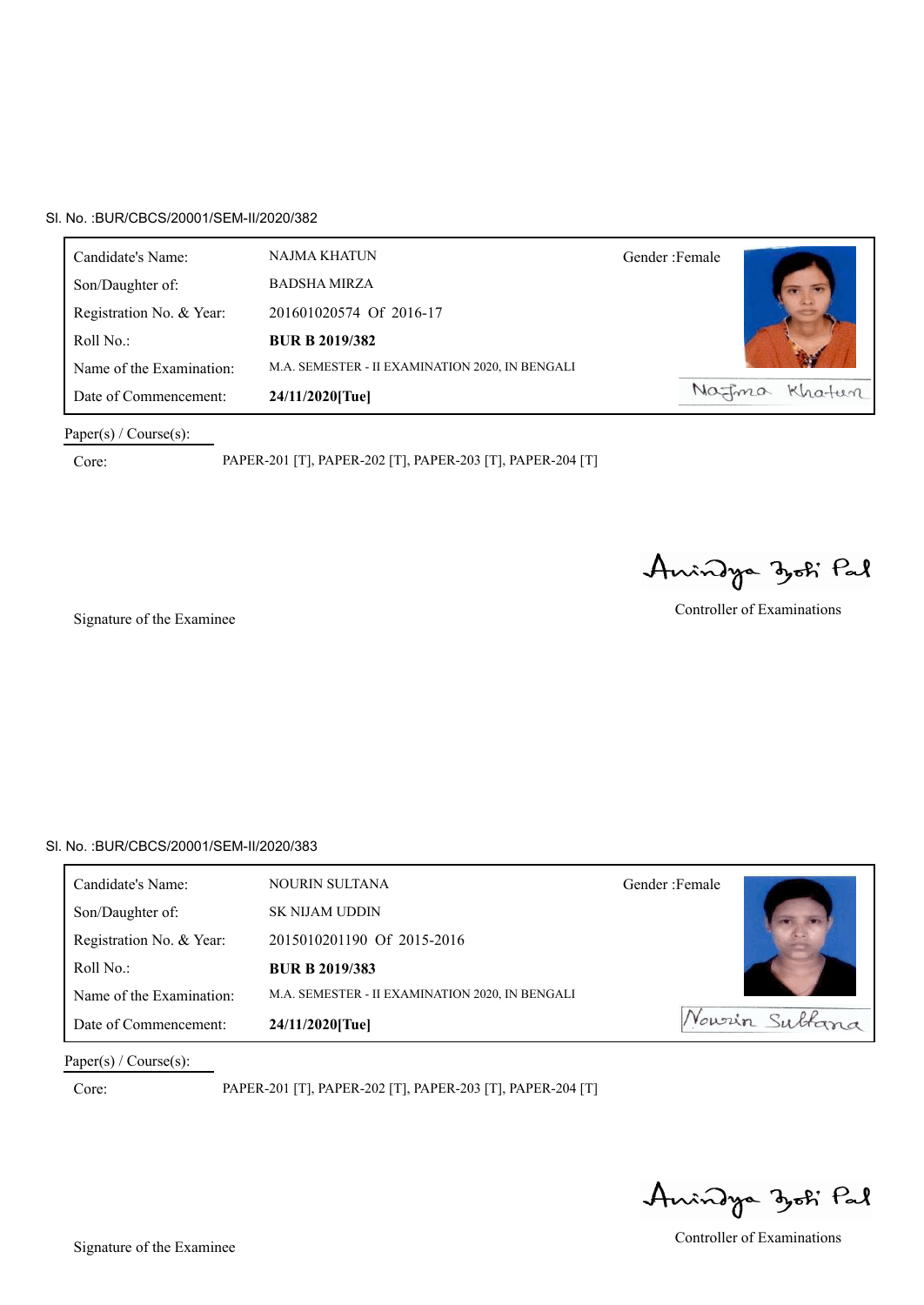Sl. No. :BUR/CBCS/20001/SEM-II/2020/382

| | | |
|---|---|---|
| Candidate's Name: | NAJMA KHATUN | Gender :Female |
| Son/Daughter of: | BADSHA MIRZA | |
| Registration No. & Year: | 201601020574 Of 2016-17 | |
| Roll No.: | **BUR B 2019/382** | |
| Name of the Examination: | M.A. SEMESTER - II EXAMINATION 2020, IN BENGALI | |
| Date of Commencement: | **24/11/2020[Tue]** | Najma Khatun |

Paper(s) / Course(s):

Core: PAPER-201 [T], PAPER-202 [T], PAPER-203 [T], PAPER-204 [T]

Anindya Jyoti Pal

Controller of Examinations

Signature of the Examinee

Sl. No. :BUR/CBCS/20001/SEM-II/2020/383

| | | |
|---|---|---|
| Candidate's Name: | NOURIN SULTANA | Gender :Female |
| Son/Daughter of: | SK NIJAM UDDIN | |
| Registration No. & Year: | 2015010201190 Of 2015-2016 | |
| Roll No.: | **BUR B 2019/383** | |
| Name of the Examination: | M.A. SEMESTER - II EXAMINATION 2020, IN BENGALI | |
| Date of Commencement: | **24/11/2020[Tue]** | Nourin Sultana |

Paper(s) / Course(s):

Core: PAPER-201 [T], PAPER-202 [T], PAPER-203 [T], PAPER-204 [T]

Anindya Jyoti Pal

Controller of Examinations

Signature of the Examinee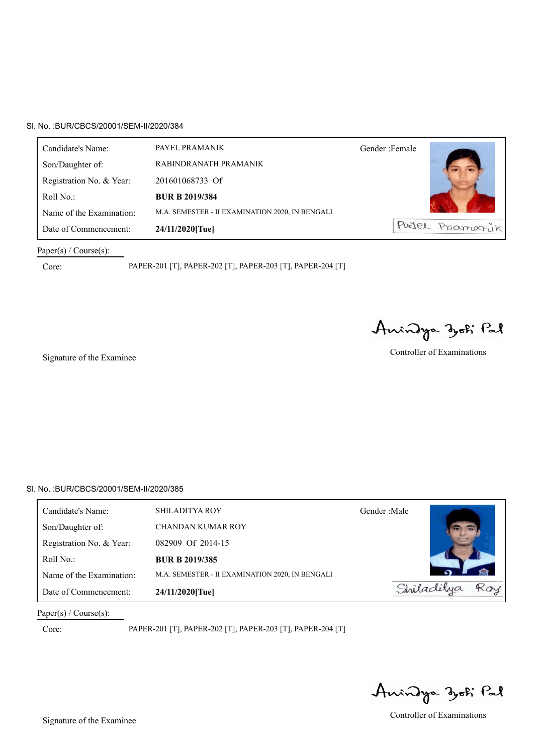Sl. No. :BUR/CBCS/20001/SEM-II/2020/384

| | | |
|---|---|---|
| Candidate's Name: | PAYEL PRAMANIK | Gender :Female |
| Son/Daughter of: | RABINDRANATH PRAMANIK | |
| Registration No. & Year: | 201601068733 Of | |
| Roll No.: | **BUR B 2019/384** | |
| Name of the Examination: | M.A. SEMESTER - II EXAMINATION 2020, IN BENGALI | |
| Date of Commencement: | **24/11/2020[Tue]** | Payel Pramanik |

Paper(s) / Course(s):

Core: PAPER-201 [T], PAPER-202 [T], PAPER-203 [T], PAPER-204 [T]

Anindya Jyoti Pal

Controller of Examinations

Signature of the Examinee

Sl. No. :BUR/CBCS/20001/SEM-II/2020/385

| | | |
|---|---|---|
| Candidate's Name: | SHILADITYA ROY | Gender :Male |
| Son/Daughter of: | CHANDAN KUMAR ROY | |
| Registration No. & Year: | 082909 Of 2014-15 | |
| Roll No.: | **BUR B 2019/385** | |
| Name of the Examination: | M.A. SEMESTER - II EXAMINATION 2020, IN BENGALI | |
| Date of Commencement: | **24/11/2020[Tue]** | Shiladitya Roy |

Paper(s) / Course(s):

Core: PAPER-201 [T], PAPER-202 [T], PAPER-203 [T], PAPER-204 [T]

Anindya Jyoti Pal

Controller of Examinations

Signature of the Examinee